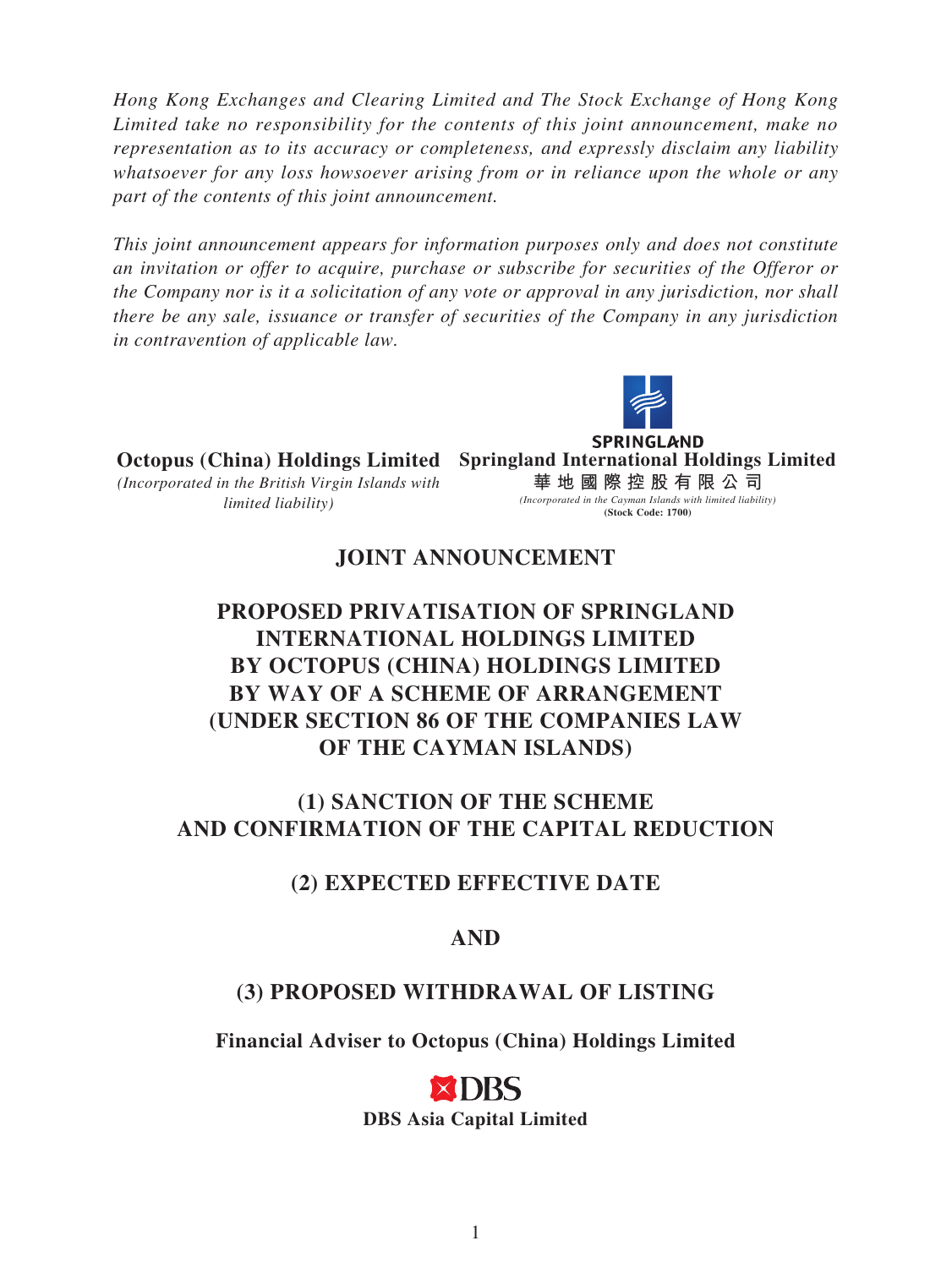*Hong Kong Exchanges and Clearing Limited and The Stock Exchange of Hong Kong Limited take no responsibility for the contents of this joint announcement, make no representation as to its accuracy or completeness, and expressly disclaim any liability whatsoever for any loss howsoever arising from or in reliance upon the whole or any part of the contents of this joint announcement.*

*This joint announcement appears for information purposes only and does not constitute an invitation or offer to acquire, purchase or subscribe for securities of the Offeror or the Company nor is it a solicitation of any vote or approval in any jurisdiction, nor shall there be any sale, issuance or transfer of securities of the Company in any jurisdiction in contravention of applicable law.*

**Octopus (China) Holdings Limited**

*(Incorporated in the British Virgin Islands with limited liability)*

SPRINGLAND

**Springland International Holdings Limited**

**華地國際控股有限公司**

*(Incorporated in the Cayman Islands with limited liability)*

**(Stock Code: 1700)**

# JOINT ANNOUNCEMENT

# PROPOSED PRIVATISATION OF SPRINGLAND INTERNATIONAL HOLDINGS LIMITED BY OCTOPUS (CHINA) HOLDINGS LIMITED BY WAY OF A SCHEME OF ARRANGEMENT (UNDER SECTION 86 OF THE COMPANIES LAW OF THE CAYMAN ISLANDS)

## (1) SANCTION OF THE SCHEME AND CONFIRMATION OF THE CAPITAL REDUCTION

## (2) EXPECTED EFFECTIVE DATE

## AND

## (3) PROPOSED WITHDRAWAL OF LISTING

**Financial Adviser to Octopus (China) Holdings Limited**

DBS

**DBS Asia Capital Limited**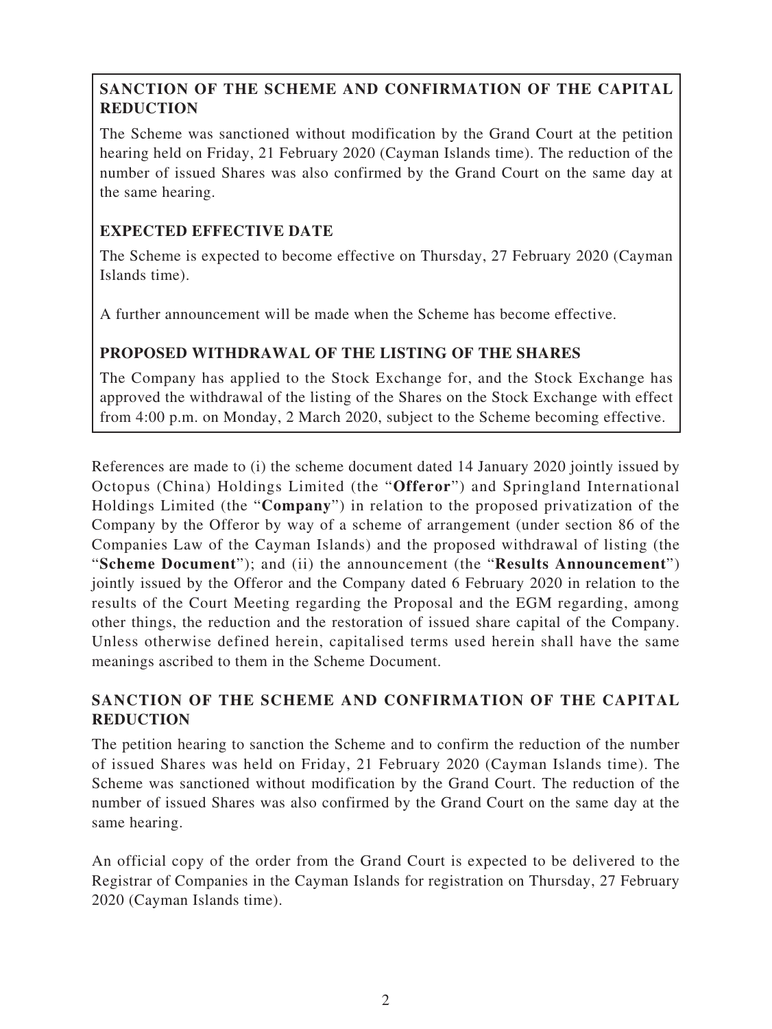**SANCTION OF THE SCHEME AND CONFIRMATION OF THE CAPITAL REDUCTION**

The Scheme was sanctioned without modification by the Grand Court at the petition hearing held on Friday, 21 February 2020 (Cayman Islands time). The reduction of the number of issued Shares was also confirmed by the Grand Court on the same day at the same hearing.

**EXPECTED EFFECTIVE DATE**

The Scheme is expected to become effective on Thursday, 27 February 2020 (Cayman Islands time).

A further announcement will be made when the Scheme has become effective.

**PROPOSED WITHDRAWAL OF THE LISTING OF THE SHARES**

The Company has applied to the Stock Exchange for, and the Stock Exchange has approved the withdrawal of the listing of the Shares on the Stock Exchange with effect from 4:00 p.m. on Monday, 2 March 2020, subject to the Scheme becoming effective.

References are made to (i) the scheme document dated 14 January 2020 jointly issued by Octopus (China) Holdings Limited (the "**Offeror**") and Springland International Holdings Limited (the "**Company**") in relation to the proposed privatization of the Company by the Offeror by way of a scheme of arrangement (under section 86 of the Companies Law of the Cayman Islands) and the proposed withdrawal of listing (the "**Scheme Document**"); and (ii) the announcement (the "**Results Announcement**") jointly issued by the Offeror and the Company dated 6 February 2020 in relation to the results of the Court Meeting regarding the Proposal and the EGM regarding, among other things, the reduction and the restoration of issued share capital of the Company. Unless otherwise defined herein, capitalised terms used herein shall have the same meanings ascribed to them in the Scheme Document.

## SANCTION OF THE SCHEME AND CONFIRMATION OF THE CAPITAL REDUCTION

The petition hearing to sanction the Scheme and to confirm the reduction of the number of issued Shares was held on Friday, 21 February 2020 (Cayman Islands time). The Scheme was sanctioned without modification by the Grand Court. The reduction of the number of issued Shares was also confirmed by the Grand Court on the same day at the same hearing.

An official copy of the order from the Grand Court is expected to be delivered to the Registrar of Companies in the Cayman Islands for registration on Thursday, 27 February 2020 (Cayman Islands time).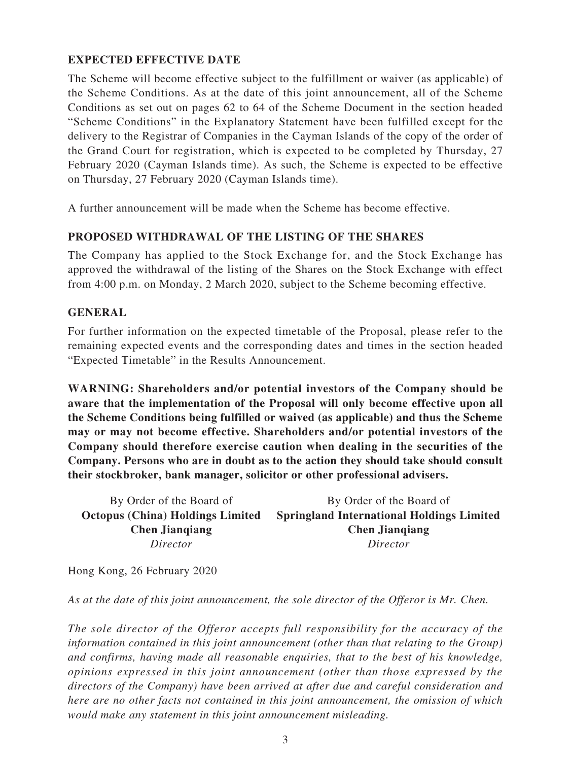## EXPECTED EFFECTIVE DATE

The Scheme will become effective subject to the fulfillment or waiver (as applicable) of the Scheme Conditions. As at the date of this joint announcement, all of the Scheme Conditions as set out on pages 62 to 64 of the Scheme Document in the section headed "Scheme Conditions" in the Explanatory Statement have been fulfilled except for the delivery to the Registrar of Companies in the Cayman Islands of the copy of the order of the Grand Court for registration, which is expected to be completed by Thursday, 27 February 2020 (Cayman Islands time). As such, the Scheme is expected to be effective on Thursday, 27 February 2020 (Cayman Islands time).

A further announcement will be made when the Scheme has become effective.

## PROPOSED WITHDRAWAL OF THE LISTING OF THE SHARES

The Company has applied to the Stock Exchange for, and the Stock Exchange has approved the withdrawal of the listing of the Shares on the Stock Exchange with effect from 4:00 p.m. on Monday, 2 March 2020, subject to the Scheme becoming effective.

## GENERAL

For further information on the expected timetable of the Proposal, please refer to the remaining expected events and the corresponding dates and times in the section headed "Expected Timetable" in the Results Announcement.

**WARNING: Shareholders and/or potential investors of the Company should be aware that the implementation of the Proposal will only become effective upon all the Scheme Conditions being fulfilled or waived (as applicable) and thus the Scheme may or may not become effective. Shareholders and/or potential investors of the Company should therefore exercise caution when dealing in the securities of the Company. Persons who are in doubt as to the action they should take should consult their stockbroker, bank manager, solicitor or other professional advisers.**

By Order of the Board of
**Octopus (China) Holdings Limited**
**Chen Jianqiang**
*Director*

By Order of the Board of
**Springland International Holdings Limited**
**Chen Jianqiang**
*Director*

Hong Kong, 26 February 2020

*As at the date of this joint announcement, the sole director of the Offeror is Mr. Chen.*

*The sole director of the Offeror accepts full responsibility for the accuracy of the information contained in this joint announcement (other than that relating to the Group) and confirms, having made all reasonable enquiries, that to the best of his knowledge, opinions expressed in this joint announcement (other than those expressed by the directors of the Company) have been arrived at after due and careful consideration and here are no other facts not contained in this joint announcement, the omission of which would make any statement in this joint announcement misleading.*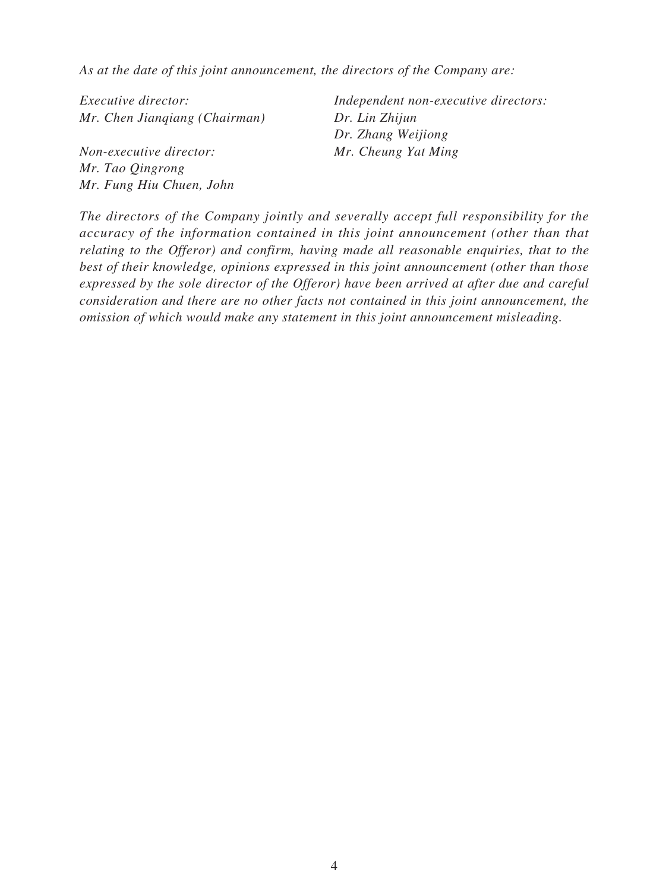*As at the date of this joint announcement, the directors of the Company are:*

*Executive director:*
*Mr. Chen Jianqiang (Chairman)*

*Non-executive director:*
*Mr. Tao Qingrong*
*Mr. Fung Hiu Chuen, John*

*Independent non-executive directors:*
*Dr. Lin Zhijun*
*Dr. Zhang Weijiong*
*Mr. Cheung Yat Ming*

*The directors of the Company jointly and severally accept full responsibility for the accuracy of the information contained in this joint announcement (other than that relating to the Offeror) and confirm, having made all reasonable enquiries, that to the best of their knowledge, opinions expressed in this joint announcement (other than those expressed by the sole director of the Offeror) have been arrived at after due and careful consideration and there are no other facts not contained in this joint announcement, the omission of which would make any statement in this joint announcement misleading.*